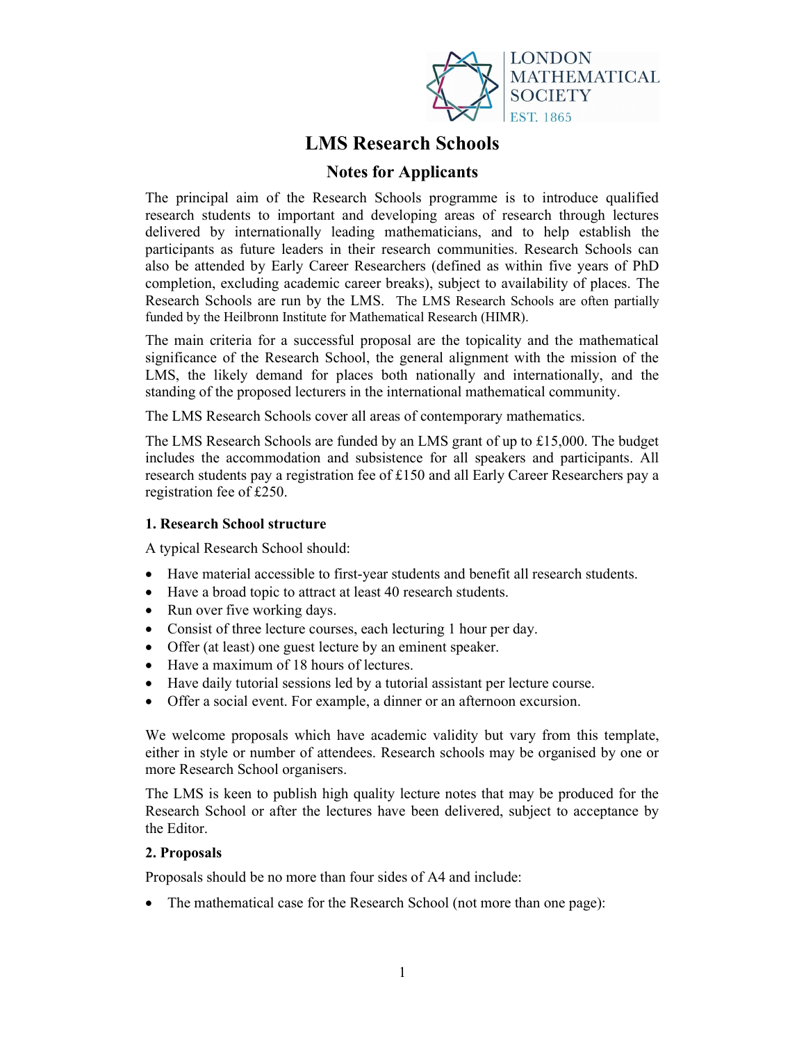# LMS Research Schools

## Notes for Applicants

The principal aim of the Research Schools programme is to introduce qualified research students to important and developing areas of research through lectures delivered by internationally leading mathematicians, and to help establish the participants as future leaders in their research communities. Research Schools can also be attended by Early Career Researchers (defined as within five years of PhD completion, excluding academic career breaks), subject to availability of places. The Research Schools are run by the LMS. The LMS Research Schools are often partially funded by the Heilbronn Institute for Mathematical Research (HIMR).

The main criteria for a successful proposal are the topicality and the mathematical significance of the Research School, the general alignment with the mission of the LMS, the likely demand for places both nationally and internationally, and the standing of the proposed lecturers in the international mathematical community.

The LMS Research Schools cover all areas of contemporary mathematics.

The LMS Research Schools are funded by an LMS grant of up to £15,000. The budget includes the accommodation and subsistence for all speakers and participants. All research students pay a registration fee of £150 and all Early Career Researchers pay a registration fee of £250.

### 1. Research School structure

A typical Research School should:

- Have material accessible to first-year students and benefit all research students.
- Have a broad topic to attract at least 40 research students.
- Run over five working days.
- Consist of three lecture courses, each lecturing 1 hour per day.
- Offer (at least) one guest lecture by an eminent speaker.
- Have a maximum of 18 hours of lectures.
- Have daily tutorial sessions led by a tutorial assistant per lecture course.
- Offer a social event. For example, a dinner or an afternoon excursion.

We welcome proposals which have academic validity but vary from this template, either in style or number of attendees. Research schools may be organised by one or more Research School organisers.

The LMS is keen to publish high quality lecture notes that may be produced for the Research School or after the lectures have been delivered, subject to acceptance by the Editor.

### 2. Proposals

Proposals should be no more than four sides of A4 and include:

- The mathematical case for the Research School (not more than one page):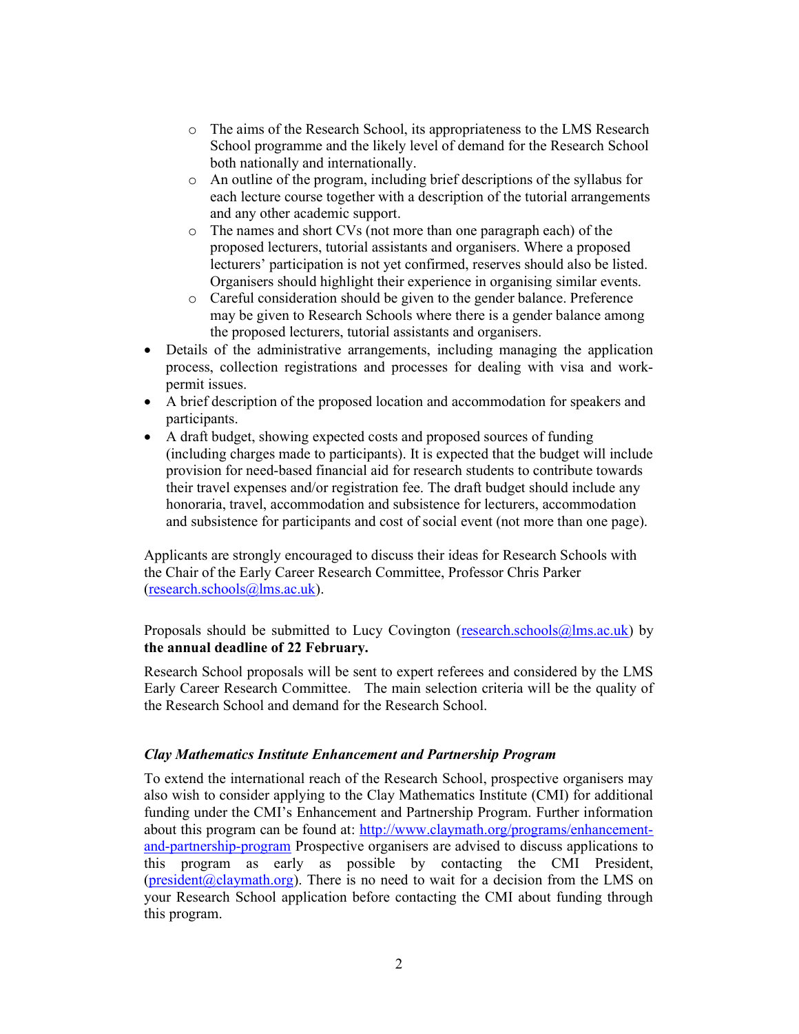- The aims of the Research School, its appropriateness to the LMS Research School programme and the likely level of demand for the Research School both nationally and internationally.
  - An outline of the program, including brief descriptions of the syllabus for each lecture course together with a description of the tutorial arrangements and any other academic support.
  - The names and short CVs (not more than one paragraph each) of the proposed lecturers, tutorial assistants and organisers. Where a proposed lecturers' participation is not yet confirmed, reserves should also be listed. Organisers should highlight their experience in organising similar events.
  - Careful consideration should be given to the gender balance. Preference may be given to Research Schools where there is a gender balance among the proposed lecturers, tutorial assistants and organisers.
- Details of the administrative arrangements, including managing the application process, collection registrations and processes for dealing with visa and work-permit issues.
- A brief description of the proposed location and accommodation for speakers and participants.
- A draft budget, showing expected costs and proposed sources of funding (including charges made to participants). It is expected that the budget will include provision for need-based financial aid for research students to contribute towards their travel expenses and/or registration fee. The draft budget should include any honoraria, travel, accommodation and subsistence for lecturers, accommodation and subsistence for participants and cost of social event (not more than one page).

Applicants are strongly encouraged to discuss their ideas for Research Schools with the Chair of the Early Career Research Committee, Professor Chris Parker (research.schools@lms.ac.uk).

Proposals should be submitted to Lucy Covington (research.schools@lms.ac.uk) by **the annual deadline of 22 February.**

Research School proposals will be sent to expert referees and considered by the LMS Early Career Research Committee. The main selection criteria will be the quality of the Research School and demand for the Research School.

***Clay Mathematics Institute Enhancement and Partnership Program***

To extend the international reach of the Research School, prospective organisers may also wish to consider applying to the Clay Mathematics Institute (CMI) for additional funding under the CMI's Enhancement and Partnership Program. Further information about this program can be found at: http://www.claymath.org/programs/enhancement-and-partnership-program Prospective organisers are advised to discuss applications to this program as early as possible by contacting the CMI President, (president@claymath.org). There is no need to wait for a decision from the LMS on your Research School application before contacting the CMI about funding through this program.